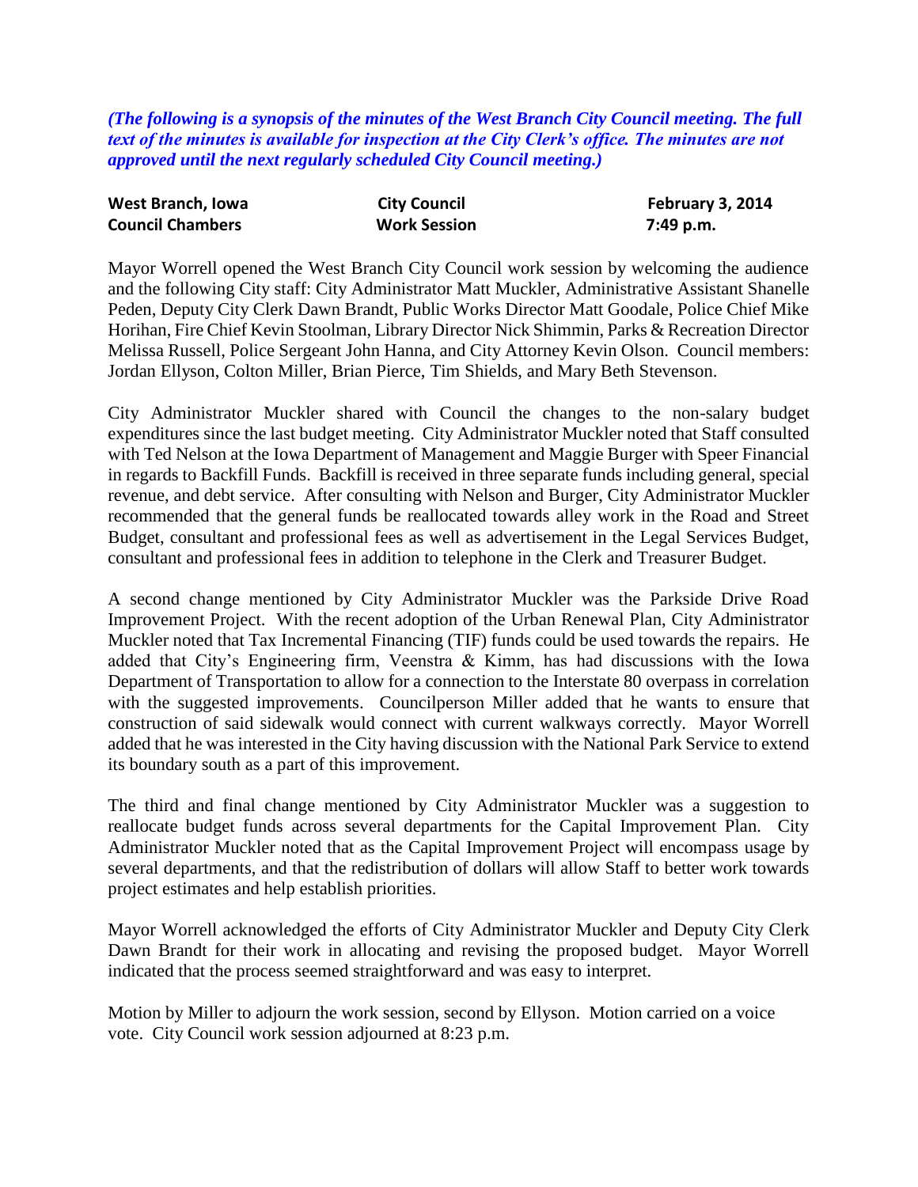***(The following is a synopsis of the minutes of the West Branch City Council meeting. The full text of the minutes is available for inspection at the City Clerk's office. The minutes are not approved until the next regularly scheduled City Council meeting.)***

| **West Branch, Iowa** | **City Council** | **February 3, 2014** |
|---|---|---|
| **Council Chambers** | **Work Session** | **7:49 p.m.** |

Mayor Worrell opened the West Branch City Council work session by welcoming the audience and the following City staff: City Administrator Matt Muckler, Administrative Assistant Shanelle Peden, Deputy City Clerk Dawn Brandt, Public Works Director Matt Goodale, Police Chief Mike Horihan, Fire Chief Kevin Stoolman, Library Director Nick Shimmin, Parks & Recreation Director Melissa Russell, Police Sergeant John Hanna, and City Attorney Kevin Olson. Council members: Jordan Ellyson, Colton Miller, Brian Pierce, Tim Shields, and Mary Beth Stevenson.

City Administrator Muckler shared with Council the changes to the non-salary budget expenditures since the last budget meeting. City Administrator Muckler noted that Staff consulted with Ted Nelson at the Iowa Department of Management and Maggie Burger with Speer Financial in regards to Backfill Funds. Backfill is received in three separate funds including general, special revenue, and debt service. After consulting with Nelson and Burger, City Administrator Muckler recommended that the general funds be reallocated towards alley work in the Road and Street Budget, consultant and professional fees as well as advertisement in the Legal Services Budget, consultant and professional fees in addition to telephone in the Clerk and Treasurer Budget.

A second change mentioned by City Administrator Muckler was the Parkside Drive Road Improvement Project. With the recent adoption of the Urban Renewal Plan, City Administrator Muckler noted that Tax Incremental Financing (TIF) funds could be used towards the repairs. He added that City's Engineering firm, Veenstra & Kimm, has had discussions with the Iowa Department of Transportation to allow for a connection to the Interstate 80 overpass in correlation with the suggested improvements. Councilperson Miller added that he wants to ensure that construction of said sidewalk would connect with current walkways correctly. Mayor Worrell added that he was interested in the City having discussion with the National Park Service to extend its boundary south as a part of this improvement.

The third and final change mentioned by City Administrator Muckler was a suggestion to reallocate budget funds across several departments for the Capital Improvement Plan. City Administrator Muckler noted that as the Capital Improvement Project will encompass usage by several departments, and that the redistribution of dollars will allow Staff to better work towards project estimates and help establish priorities.

Mayor Worrell acknowledged the efforts of City Administrator Muckler and Deputy City Clerk Dawn Brandt for their work in allocating and revising the proposed budget. Mayor Worrell indicated that the process seemed straightforward and was easy to interpret.

Motion by Miller to adjourn the work session, second by Ellyson. Motion carried on a voice vote. City Council work session adjourned at 8:23 p.m.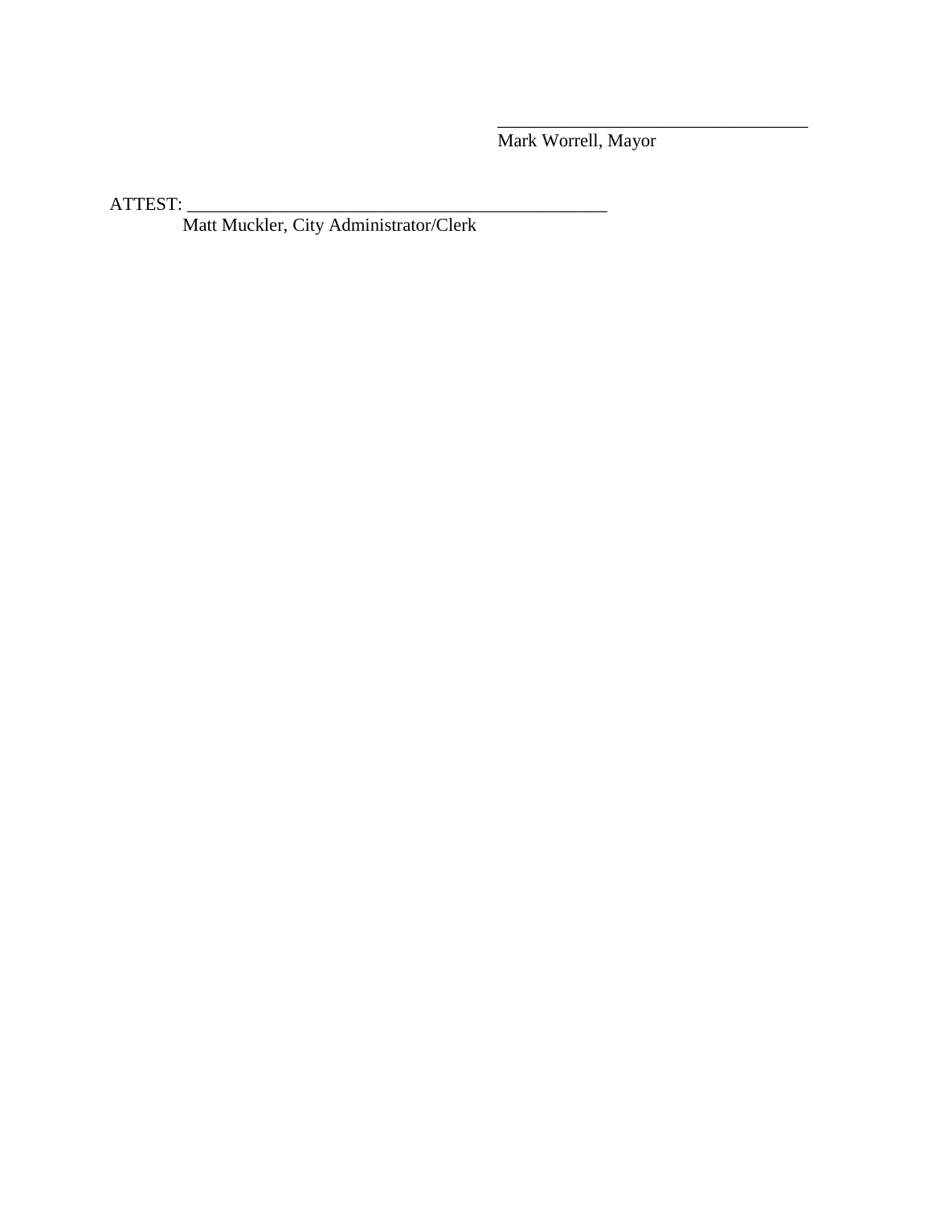\_\_\_\_\_\_\_\_\_\_\_\_\_\_\_\_\_\_\_\_\_\_\_\_\_\_\_\_\_\_\_\_\_\_\_
Mark Worrell, Mayor

ATTEST: \_\_\_\_\_\_\_\_\_\_\_\_\_\_\_\_\_\_\_\_\_\_\_\_\_\_\_\_\_\_\_\_\_\_\_\_\_\_\_\_\_\_\_\_\_\_\_
Matt Muckler, City Administrator/Clerk